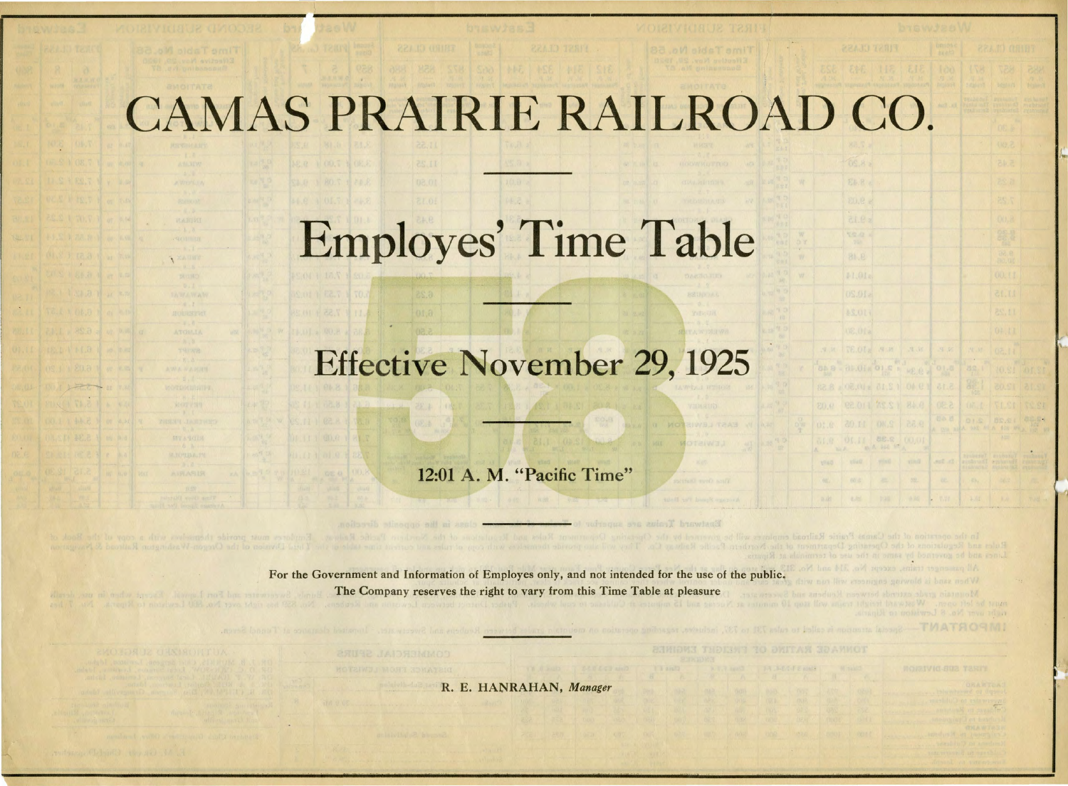# CAMAS PRAIRIE RAILROAD CO.

# Employes' Time Table

58

## Effective November 29, 1925

### 12:01 A. M. "Pacific Time"

**For the Government and Information of Employes only, and not intended for the use of the public.**

**The Company reserves the right to vary from this Time Table at pleasure**

**R. E. HANRAHAN,** ***Manager***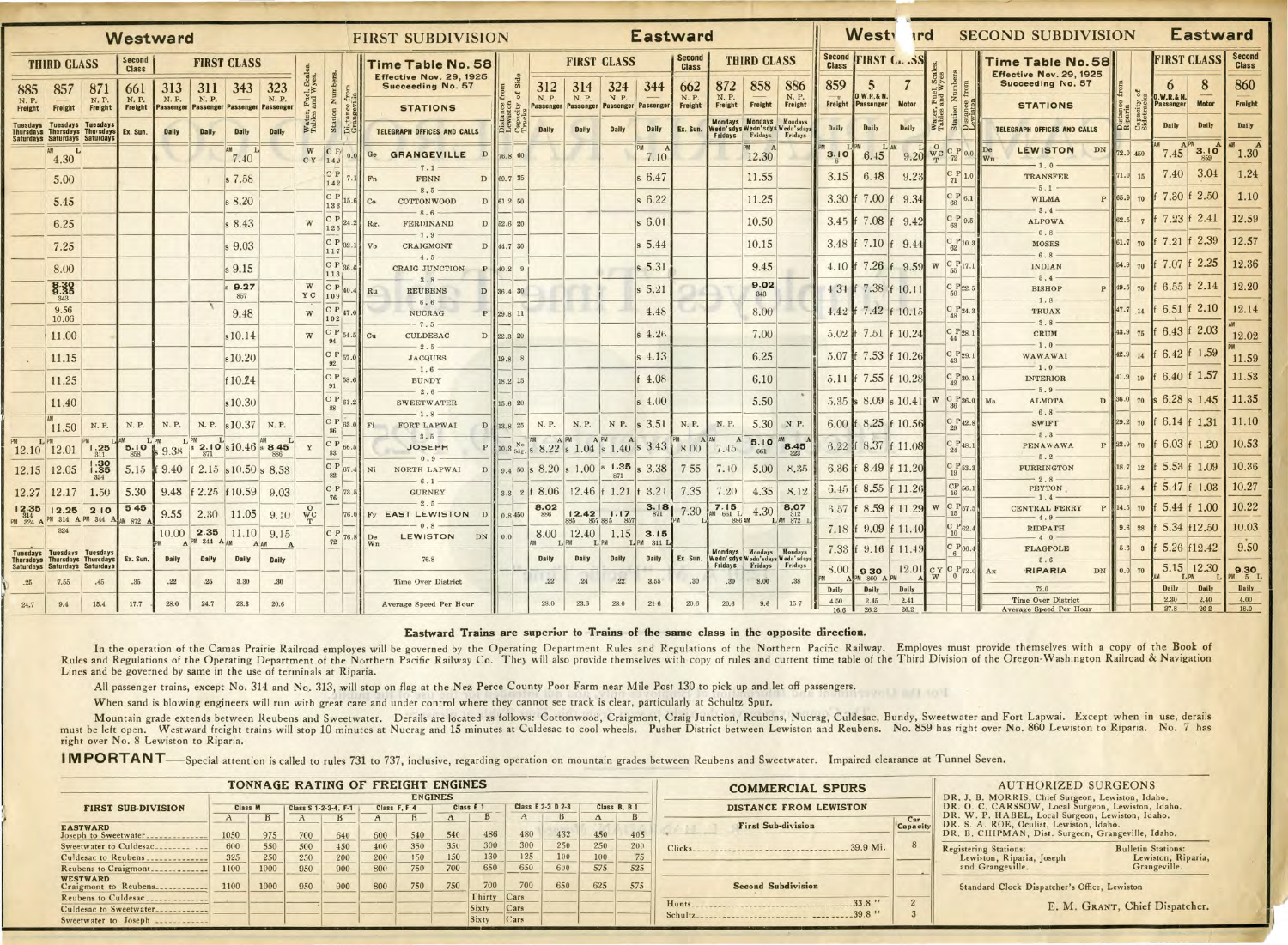# FIRST SUBDIVISION

**Time Table No. 58** — Effective Nov. 29, 1925 — Succeeding No. 57

| Westward: Third Class 885 N.P. Freight | 857 Freight | 871 N.P. Freight | Second Class 661 N.P. Freight | First Class 313 N.P. Passenger | 311 N.P. Passenger | 343 Passenger | 323 N.P. Passenger | Water, Fuel, Scales, Tables and Wyes | Station Numbers | Distance from Grangeville | STATIONS (Telegraph Offices and Calls) | Distance from Lewiston | Capacity of Side Tracks | Eastward: First Class 312 N.P. Passenger | 314 N.P. Passenger | 324 N.P. Passenger | 344 Passenger | Second Class 662 N.P. Freight | Third Class 872 N.P. Freight | 858 Freight | 886 N.P. Freight |
|---|---|---|---|---|---|---|---|---|---|---|---|---|---|---|---|---|---|---|---|---|---|
| Tuesdays Thursdays Saturdays | Tuesdays Thursdays Saturdays | Tuesdays Thursdays Saturdays | Ex. Sun. | Daily | Daily | Daily | Daily | | | | | | | Daily | Daily | Daily | Daily | Ex. Sun. | Mondays Wedn'sdys Fridays | Mondays Wedn'sdys Fridays | Mondays Wedn'sdys Fridays |
| | AM 4.30 L | | | | | AM 7.40 L | | W CY | C F 143 | 0.0 | Ge GRANGEVILLE D | 76.8 | 60 | | | | PM 7.10 A | | | PM 12.30 A | |
| | | | | | | | | | | | 7.1 | | | | | | | | | | |
| | 5.00 | | | | | s 7.58 | | | C P 142 | 7.1 | Fn FENN D | 69.7 | 35 | | | | s 6.47 | | | 11.55 | |
| | | | | | | | | | | | 8.5 | | | | | | | | | | |
| | 5.45 | | | | | s 8.20 | | | C P 138 | 15.6 | Co COTTONWOOD D | 61.2 | 50 | | | | s 6.22 | | | 11.25 | |
| | | | | | | | | | | | 8.6 | | | | | | | | | | |
| | 6.25 | | | | | s 8.43 | | W | C P 125 | 24.2 | Rg. FERDINAND D | 52.6 | 20 | | | | s 6.01 | | | 10.50 | |
| | | | | | | | | | | | 7.9 | | | | | | | | | | |
| | 7.25 | | | | | s 9.03 | | | C P 117 | 32.1 | Vo CRAIGMONT D | 44.7 | 30 | | | | s 5.44 | | | 10.15 | |
| | | | | | | | | | | | 4.5 | | | | | | | | | | |
| | 8.00 | | | | | s 9.15 | | | C P 113 | 36.6 | CRAIG JUNCTION P | 40.2 | 9 | | | | s 5.31 | | | 9.45 | |
| | | | | | | | | | | | 3.8 | | | | | | | | | | |
| | 8.30 / 9.35 343 | | | | | s 9.27 857 | | W YC | C P 109 | 40.4 | Ru REUBENS D | 36.4 | 30 | | | | s 5.21 | | | 9.02 343 | |
| | | | | | | | | | | | 6.6 | | | | | | | | | | |
| | 9.56 / 10.06 | | | | | 9.48 | | W | C P 102 | 47.0 | NUCRAG P | 29.8 | 11 | | | | 4.48 | | | 8.00 | |
| | | | | | | | | | | | 7.5 | | | | | | | | | | |
| | 11.00 | | | | | s10.14 | | W | C P 94 | 54.5 | Cu CULDESAC D | 22.3 | 20 | | | | s 4.26 | | | 7.00 | |
| | | | | | | | | | | | 2.5 | | | | | | | | | | |
| | 11.15 | | | | | s10.20 | | | C P 92 | 57.0 | JACQUES | 19.8 | 8 | | | | s 4.13 | | | 6.25 | |
| | | | | | | | | | | | 1.6 | | | | | | | | | | |
| | 11.25 | | | | | f10.24 | | | C P 91 | 58.6 | BUNDY | 18.2 | 15 | | | | f 4.08 | | | 6.10 | |
| | | | | | | | | | | | 2.6 | | | | | | | | | | |
| | 11.40 | | | | | s10.30 | | | C P 88 | 61.2 | SWEETWATER | 15.6 | 20 | | | | s 4.00 | | | 5.50 | |
| | | | | | | | | | | | 1.8 | | | | | | | | | | |
| | AM 11.50 | N.P. | N.P. | N.P. | N.P. | s10.37 | N.P. | | C P 86 | 63.0 | Fl FORT LAPWAI D | 13.8 | 25 | N.P. | N.P. | N.P. | s 3.51 | N.P. | N.P. | 5.30 | N.P. |
| | | | | | | | | | | | 3.5 | | | | | | | | | | |
| PM 12.10 L | PM 12.01 | PM 1.25 311 | AM 5.10 L 858 | PM s 9.38 L | PM s 2.10 L 871 | s10.46 | AM s 8.45 886 | Y | C P 83 | 66.5 | JOSEPH P | 10.3 | No Sdg. | AM s 8.22 A | PM s 1.04 A | PM s 1.40 A | s 3.43 | PM 8.00 A | AM 7.45 A | 5.10 661 | AM 8.45 323 |
| | | | | | | | | | | | 0.9 | | | | | | | | | | |
| 12.15 | 12.05 | 1.30 / 1.35 324 | 5.15 | f 9.40 | f 2.15 | s10.50 | s 8.53 | | C P 82 | 67.4 | Ni NORTH LAPWAI D | 9.4 | 50 | s 8.20 | s 1.00 | s 1.35 871 | s 3.38 | 7.55 | 7.10 | 5.00 | 8.35 |
| | | | | | | | | | | | 6.1 | | | | | | | | | | |
| 12.27 | 12.17 | 1.50 | 5.30 | 9.48 | f 2.25 | f10.59 | 9.03 | | C P 76 | 73.5 | GURNEY | 3.3 | 2 | f 8.06 | 12.46 | f 1.21 | f 3.21 | 7.35 | 7.20 | 4.35 | 8.12 |
| | | | | | | | | | | | 2.5 | | | | | | | | | | |
| PM 12.35 314 / 324 A | PM 12.25 314 A | PM 2.10 344 A | AM 5.45 872 A | 9.55 | 2.30 | 11.05 | 9.10 | O WC T | | 76.0 | Fy EAST LEWISTON D | 0.8 | 450 | 8.02 886 | 12.42 885 857 | 1.17 885 857 | 3.18 871 | PM 7.30 L | AM 7.15 661 L | 4.30 886 AM | AM 8.07 312 L / 872 L |
| | | | | | | | | | | | 0.8 | | | | | | | | | | |
| 324 | | | | PM 10.00 | PM 2.35 A 344 A | AM 11.10 A | AM 9.15 A | | C P 72 | 76.8 | De Wn LEWISTON DN | 0.0 | | AM 8.00 L | PM 12.40 L | PM 1.15 L | PM 3.15 311 L | | | | |
| Tuesdays Thursdays Saturdays | Tuesdays Thursdays Saturdays | Tuesdays Thursdays Saturdays | Ex. Sun. | Daily | Daily | Daily | Daily | | | | 76.8 | | | Daily | Daily | Daily | Daily | Ex. Sun. | Mondays Wedn'sdys Fridays | Mondays Wedn'sdys Fridays | Mondays Wedn'sdys Fridays |
| .25 | 7.55 | .45 | .35 | .22 | .25 | 3.30 | .30 | | | | Time Over District | | | .22 | .24 | .22 | 3.55 | .30 | .30 | 8.00 | .38 |
| 24.7 | 9.4 | 15.4 | 17.7 | 28.0 | 24.7 | 23.3 | 20.6 | | | | Average Speed Per Hour | | | 28.0 | 23.6 | 28.0 | 21.6 | 20.6 | 20.6 | 9.6 | 15.7 |

# SECOND SUBDIVISION

**Time Table No. 58** — Effective Nov. 29, 1925 — Succeeding No. 57

| Westward: Second Class 859 Freight | First Class 5 O.W.R.&N. Passenger | 7 Motor | Water, Fuel, Scales, Tables and Wyes | Station Numbers | Distance from Lewiston | STATIONS (Telegraph Offices and Calls) | Distance from Riparia | Capacity of Sidetracks | Eastward: First Class 6 O.W.R.&N. Passenger | 8 Motor | Second Class 860 Freight |
|---|---|---|---|---|---|---|---|---|---|---|---|
| Daily | Daily | Daily | | | | | | | Daily | Daily | Daily |
| PM 3.10 L 8 | PM 6.45 L | AM 9.20 L | O WC T | C P 72 | 0.0 | De Wn LEWISTON DN | 72.0 | 450 | AM 7.45 A | PM 3.10 A 859 | AM 1.30 A |
| | | | | | | 1.0 | | | | | |
| 3.15 | 6.48 | 9.23 | | C P 71 | 1.0 | TRANSFER | 71.0 | 15 | 7.40 | 3.04 | 1.24 |
| | | | | | | 5.1 | | | | | |
| 3.30 | f 7.00 | f 9.34 | | C P 66 | 6.1 | WILMA P | 65.9 | 70 | f 7.30 | f 2.50 | 1.10 |
| | | | | | | 3.4 | | | | | |
| 3.45 | f 7.08 | f 9.42 | | C P 63 | 9.5 | ALPOWA | 62.5 | 7 | f 7.23 | f 2.41 | 12.59 |
| | | | | | | 0.8 | | | | | |
| 3.48 | f 7.10 | f 9.44 | | C P 62 | 10.3 | MOSES | 61.7 | 70 | f 7.21 | f 2.39 | 12.57 |
| | | | | | | 6.8 | | | | | |
| 4.10 | f 7.26 | f 9.59 | W | C P 55 | 17.1 | INDIAN | 54.9 | 70 | f 7.07 | f 2.25 | 12.36 |
| | | | | | | 5.4 | | | | | |
| 4.31 | f 7.38 | f 10.11 | | C P 50 | 22.5 | BISHOP P | 49.5 | 70 | f 6.55 | f 2.14 | 12.20 |
| | | | | | | 1.8 | | | | | |
| 4.42 | f 7.42 | f 10.15 | | C P 48 | 24.3 | TRUAX | 47.7 | 14 | f 6.51 | f 2.10 | 12.14 |
| | | | | | | 3.8 | | | | | |
| 5.02 | f 7.51 | f 10.24 | | C P 44 | 28.1 | CRUM | 43.9 | 75 | f 6.43 | f 2.03 | AM 12.02 |
| | | | | | | 1.0 | | | | | |
| 5.07 | f 7.53 | f 10.26 | | C P 43 | 29.1 | WAWAWAI | 42.9 | 14 | f 6.42 | f 1.59 | PM 11.59 |
| | | | | | | 1.0 | | | | | |
| 5.11 | f 7.55 | f 10.28 | | C P 42 | 30.1 | INTERIOR | 41.9 | 19 | f 6.40 | f 1.57 | 11.53 |
| | | | | | | 5.9 | | | | | |
| 5.35 | s 8.09 | s 10.41 | W | C P 36 | 36.0 | Mn ALMOTA D | 36.0 | 70 | s 6.28 | s 1.45 | 11.35 |
| | | | | | | 6.8 | | | | | |
| 6.00 | f 8.25 | f 10.56 | | C P 29 | 42.8 | SWIFT | 29.2 | 70 | f 6.14 | f 1.31 | 11.10 |
| | | | | | | 5.3 | | | | | |
| 6.22 | f 8.37 | f 11.08 | | C P 24 | 48.1 | PENAWAWA P | 23.9 | 70 | f 6.03 | f 1.20 | 10.53 |
| | | | | | | 5.2 | | | | | |
| 6.36 | f 8.49 | f 11.20 | | C P 19 | 53.3 | PURRINGTON | 18.7 | 12 | f 5.53 | f 1.09 | 10.36 |
| | | | | | | 2.8 | | | | | |
| 6.45 | f 8.55 | f 11.26 | | C P 16 | 56.1 | PEYTON | 15.9 | 4 | f 5.47 | f 1.03 | 10.27 |
| | | | | | | 1.4 | | | | | |
| 6.57 | f 8.59 | f 11.29 | W | C P 15 | 57.5 | CENTRAL FERRY P | 14.5 | 70 | f 5.44 | f 1.00 | 10.22 |
| | | | | | | 4.9 | | | | | |
| 7.18 | f 9.09 | f 11.40 | | C P 10 | 62.4 | RIDPATH | 9.6 | 28 | f 5.34 | f12.50 | 10.03 |
| | | | | | | 4.0 | | | | | |
| 7.33 | f 9.16 | f 11.49 | | C P 6 | 66.4 | FLAGPOLE | 5.6 | 3 | f 5.26 | f12.42 | 9.50 |
| | | | | | | 5.6 | | | | | |
| PM 8.00 A | PM 9.30 A 860 | PM 12.01 A | C Y W | C P 0 | 72.0 | Ax RIPARIA DN | 0.0 | 70 | AM 5.15 L | PM 12.30 L | PM 9.30 5 L |
| Daily | Daily | Daily | | | | 72.0 | | | Daily | Daily | Daily |
| 4.50 | 2.45 | 2.41 | | | | Time Over District | | | 2.30 | 2.40 | 4.00 |
| 16.6 | 26.2 | 26.2 | | | | Average Speed Per Hour | | | 27.8 | 26.2 | 18.0 |

**Eastward Trains are superior to Trains of the same class in the opposite direction.**

In the operation of the Camas Prairie Railroad employes will be governed by the Operating Department Rules and Regulations of the Northern Pacific Railway. Employes must provide themselves with a copy of the Book of Rules and Regulations of the Operating Department of the Northern Pacific Railway Co. They will also provide themselves with copy of rules and current time table of the Third Division of the Oregon-Washington Railroad & Navigation Lines and be governed by same in the use of terminals at Riparia.

All passenger trains, except No. 314 and No. 313, will stop on flag at the Nez Perce County Poor Farm near Mile Post 130 to pick up and let off passengers.

When sand is blowing engineers will run with great care and under control where they cannot see track is clear, particularly at Schultz Spur.

Mountain grade extends between Reubens and Sweetwater. Derails are located as follows: Cottonwood, Craigmont, Craig Junction, Reubens, Nucrag, Culdesac, Bundy, Sweetwater and Fort Lapwai. Except when in use, derails must be left open. Westward freight trains will stop 10 minutes at Nucrag and 15 minutes at Culdesac to cool wheels. Pusher District between Lewiston and Reubens. No. 859 has right over No. 860 Lewiston to Riparia. No. 7 has right over No. 8 Lewiston to Riparia.

**IMPORTANT**—Special attention is called to rules 731 to 737, inclusive, regarding operation on mountain grades between Reubens and Sweetwater. Impaired clearance at Tunnel Seven.

## TONNAGE RATING OF FREIGHT ENGINES

| FIRST SUB-DIVISION | Class M A | Class M B | Class S 1-2-3-4, F-1 A | Class S 1-2-3-4, F-1 B | Class F, F 4 A | Class F, F 4 B | Class E 1 A | Class E 1 B | Class E 2-3 D 2-3 A | Class E 2-3 D 2-3 B | Class B, B 1 A | Class B, B 1 B |
|---|---|---|---|---|---|---|---|---|---|---|---|---|
| **EASTWARD** | | | | | | | | | | | | |
| Joseph to Sweetwater | 1050 | 975 | 700 | 640 | 600 | 540 | 540 | 486 | 480 | 432 | 450 | 405 |
| Sweetwater to Culdesac | 600 | 550 | 500 | 450 | 400 | 350 | 350 | 300 | 300 | 250 | 250 | 200 |
| Culdesac to Reubens | 325 | 250 | 250 | 200 | 200 | 150 | 150 | 130 | 125 | 100 | 100 | 75 |
| Reubens to Craigmont | 1100 | 1000 | 950 | 900 | 800 | 750 | 700 | 650 | 650 | 600 | 575 | 525 |
| **WESTWARD** | | | | | | | | | | | | |
| Craigmont to Reubens | 1100 | 1000 | 950 | 900 | 800 | 750 | 750 | 700 | 700 | 650 | 625 | 575 |
| Reubens to Culdesac | | | | | | | | Thirty | Cars | | | |
| Culdesac to Sweetwater | | | | | | | | Sixty | Cars | | | |
| Sweetwater to Joseph | | | | | | | | Sixty | Cars | | | |

## COMMERCIAL SPURS

| DISTANCE FROM LEWISTON | | Car Capacity |
|---|---|---|
| **First Sub-division** | | |
| Clicks | 39.9 Mi. | 8 |
| **Second Subdivision** | | |
| Hunts | 33.8 " | 2 |
| Schultz | 39.8 " | 3 |

## AUTHORIZED SURGEONS

DR. J. B. MORRIS, Chief Surgeon, Lewiston, Idaho.
DR. O. C. CARSSOW, Local Surgeon, Lewiston, Idaho.
DR. W. P. HABEL, Local Surgeon, Lewiston, Idaho.
DR. S. A. ROE, Oculist, Lewiston, Idaho.
DR. B. CHIPMAN, Dist. Surgeon, Grangeville, Idaho.

| Registering Stations: | Bulletin Stations: |
|---|---|
| Lewiston, Riparia, Joseph and Grangeville. | Lewiston, Riparia, Grangeville. |

Standard Clock Dispatcher's Office, Lewiston

E. M. GRANT, Chief Dispatcher.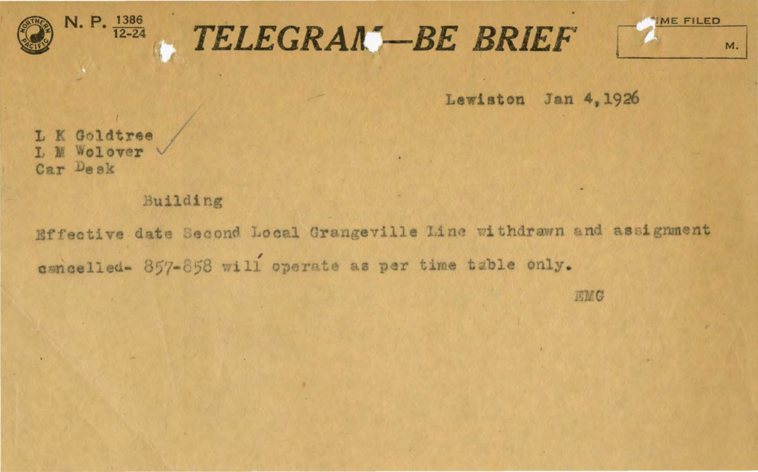N. P. 1386 12-24

# TELEGRAM—BE BRIEF

TIME FILED
M.

Lewiston Jan 4, 1926

L K Goldtree
L M Wolover
Car Desk

Building

Effective date Second Local Grangeville Line withdrawn and assignment cancelled- 857-858 will operate as per time table only.

EMG